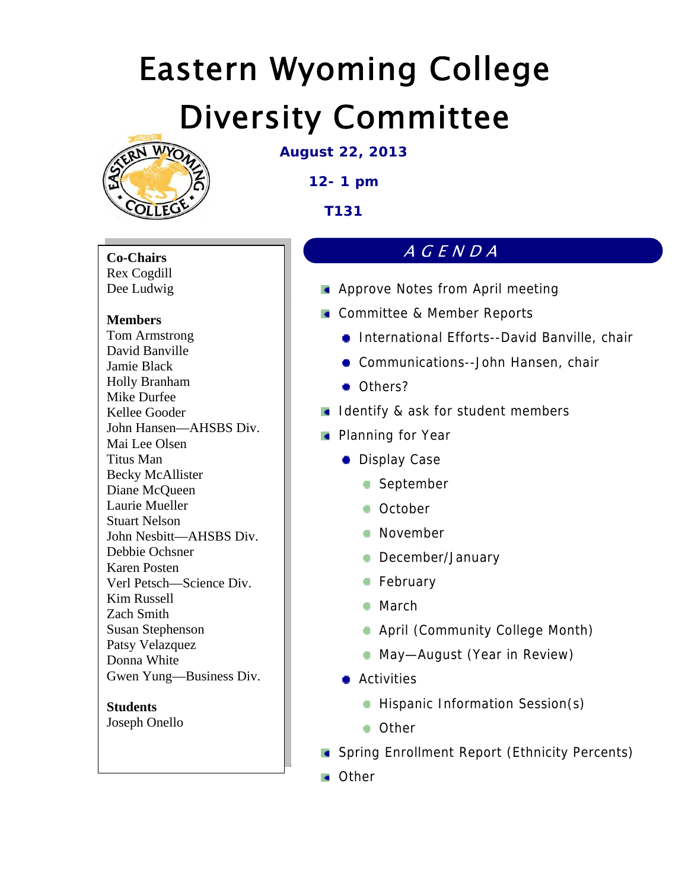# Eastern Wyoming College Diversity Committee

**August 22, 2013**

**12- 1 pm**

**T131**

**Co-Chairs**
Rex Cogdill
Dee Ludwig

**Members**
Tom Armstrong
David Banville
Jamie Black
Holly Branham
Mike Durfee
Kellee Gooder
John Hansen—AHSBS Div.
Mai Lee Olsen
Titus Man
Becky McAllister
Diane McQueen
Laurie Mueller
Stuart Nelson
John Nesbitt—AHSBS Div.
Debbie Ochsner
Karen Posten
Verl Petsch—Science Div.
Kim Russell
Zach Smith
Susan Stephenson
Patsy Velazquez
Donna White
Gwen Yung—Business Div.

**Students**
Joseph Onello

## AGENDA

- Approve Notes from April meeting
- Committee & Member Reports
  - International Efforts--David Banville, chair
  - Communications--John Hansen, chair
  - Others?
- Identify & ask for student members
- Planning for Year
  - Display Case
    - September
    - October
    - November
    - December/January
    - February
    - March
    - April (Community College Month)
    - May—August (Year in Review)
  - Activities
    - Hispanic Information Session(s)
    - Other
- Spring Enrollment Report (Ethnicity Percents)
- Other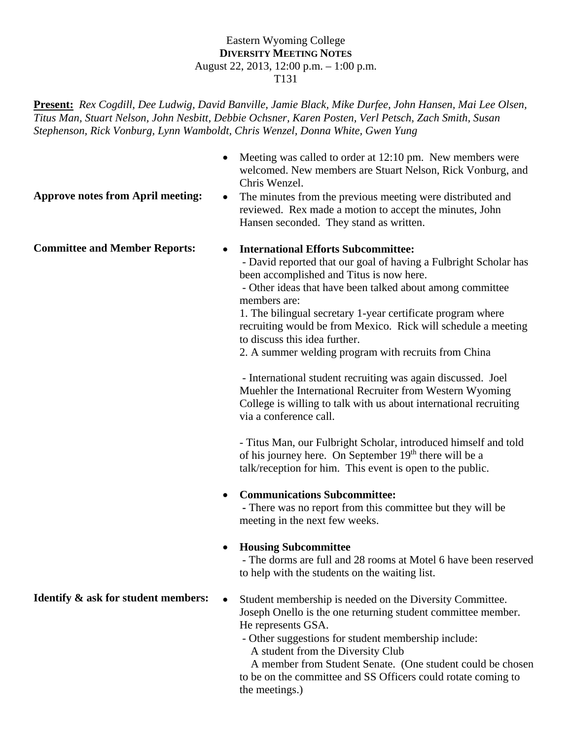Eastern Wyoming College

**DIVERSITY MEETING NOTES**

August 22, 2013, 12:00 p.m. – 1:00 p.m.

T131

**Present:** *Rex Cogdill, Dee Ludwig, David Banville, Jamie Black, Mike Durfee, John Hansen, Mai Lee Olsen, Titus Man, Stuart Nelson, John Nesbitt, Debbie Ochsner, Karen Posten, Verl Petsch, Zach Smith, Susan Stephenson, Rick Vonburg, Lynn Wamboldt, Chris Wenzel, Donna White, Gwen Yung*

- Meeting was called to order at 12:10 pm. New members were welcomed. New members are Stuart Nelson, Rick Vonburg, and Chris Wenzel.

**Approve notes from April meeting:**

- The minutes from the previous meeting were distributed and reviewed. Rex made a motion to accept the minutes, John Hansen seconded. They stand as written.

**Committee and Member Reports:**

- **International Efforts Subcommittee:**
  - David reported that our goal of having a Fulbright Scholar has been accomplished and Titus is now here.
  - Other ideas that have been talked about among committee members are:
    1. The bilingual secretary 1-year certificate program where recruiting would be from Mexico. Rick will schedule a meeting to discuss this idea further.
    2. A summer welding program with recruits from China
  - International student recruiting was again discussed. Joel Muehler the International Recruiter from Western Wyoming College is willing to talk with us about international recruiting via a conference call.
  - Titus Man, our Fulbright Scholar, introduced himself and told of his journey here. On September 19th there will be a talk/reception for him. This event is open to the public.
- **Communications Subcommittee:**
  - There was no report from this committee but they will be meeting in the next few weeks.
- **Housing Subcommittee**
  - The dorms are full and 28 rooms at Motel 6 have been reserved to help with the students on the waiting list.

**Identify & ask for student members:**

- Student membership is needed on the Diversity Committee. Joseph Onello is the one returning student committee member. He represents GSA.
  - Other suggestions for student membership include:
    - A student from the Diversity Club
    - A member from Student Senate. (One student could be chosen to be on the committee and SS Officers could rotate coming to the meetings.)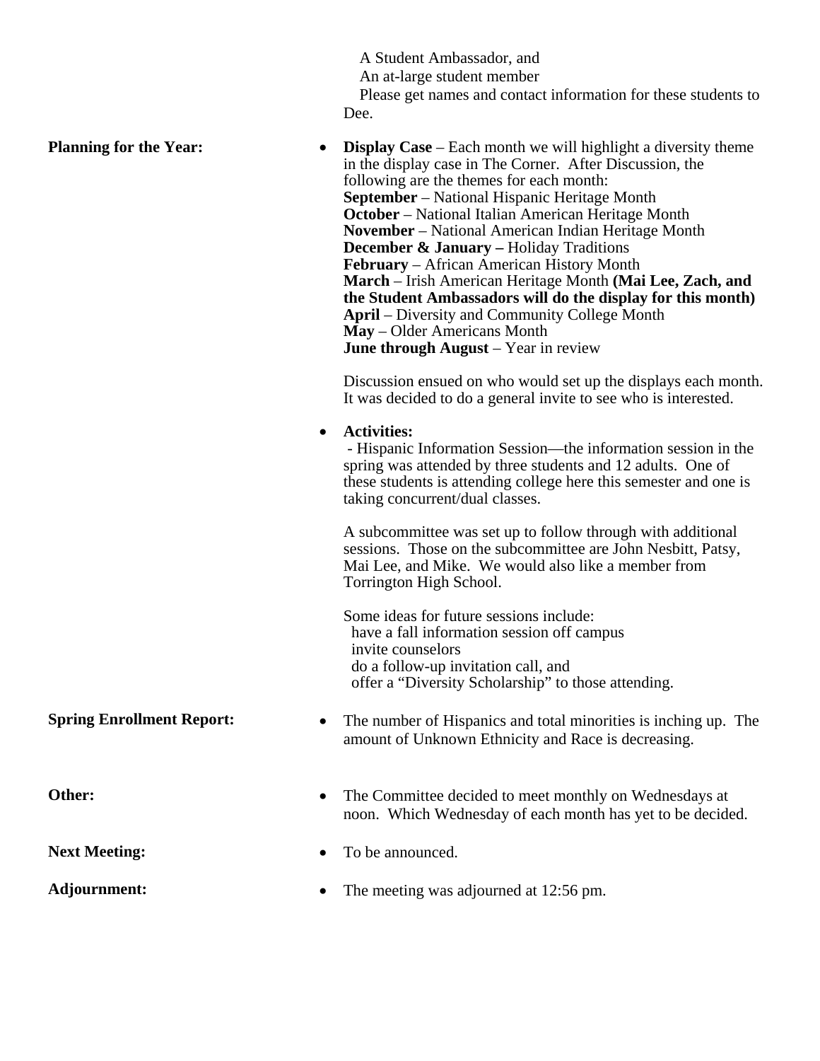A Student Ambassador, and
An at-large student member
Please get names and contact information for these students to Dee.

**Planning for the Year:**

- **Display Case** – Each month we will highlight a diversity theme in the display case in The Corner. After Discussion, the following are the themes for each month:
  **September** – National Hispanic Heritage Month
  **October** – National Italian American Heritage Month
  **November** – National American Indian Heritage Month
  **December & January –** Holiday Traditions
  **February** – African American History Month
  **March** – Irish American Heritage Month **(Mai Lee, Zach, and the Student Ambassadors will do the display for this month)**
  **April** – Diversity and Community College Month
  **May** – Older Americans Month
  **June through August** – Year in review

  Discussion ensued on who would set up the displays each month. It was decided to do a general invite to see who is interested.

- **Activities:**
  - Hispanic Information Session—the information session in the spring was attended by three students and 12 adults. One of these students is attending college here this semester and one is taking concurrent/dual classes.

  A subcommittee was set up to follow through with additional sessions. Those on the subcommittee are John Nesbitt, Patsy, Mai Lee, and Mike. We would also like a member from Torrington High School.

  Some ideas for future sessions include:
  have a fall information session off campus
  invite counselors
  do a follow-up invitation call, and
  offer a "Diversity Scholarship" to those attending.

**Spring Enrollment Report:**

- The number of Hispanics and total minorities is inching up. The amount of Unknown Ethnicity and Race is decreasing.

**Other:**

- The Committee decided to meet monthly on Wednesdays at noon. Which Wednesday of each month has yet to be decided.

**Next Meeting:**

- To be announced.

**Adjournment:**

- The meeting was adjourned at 12:56 pm.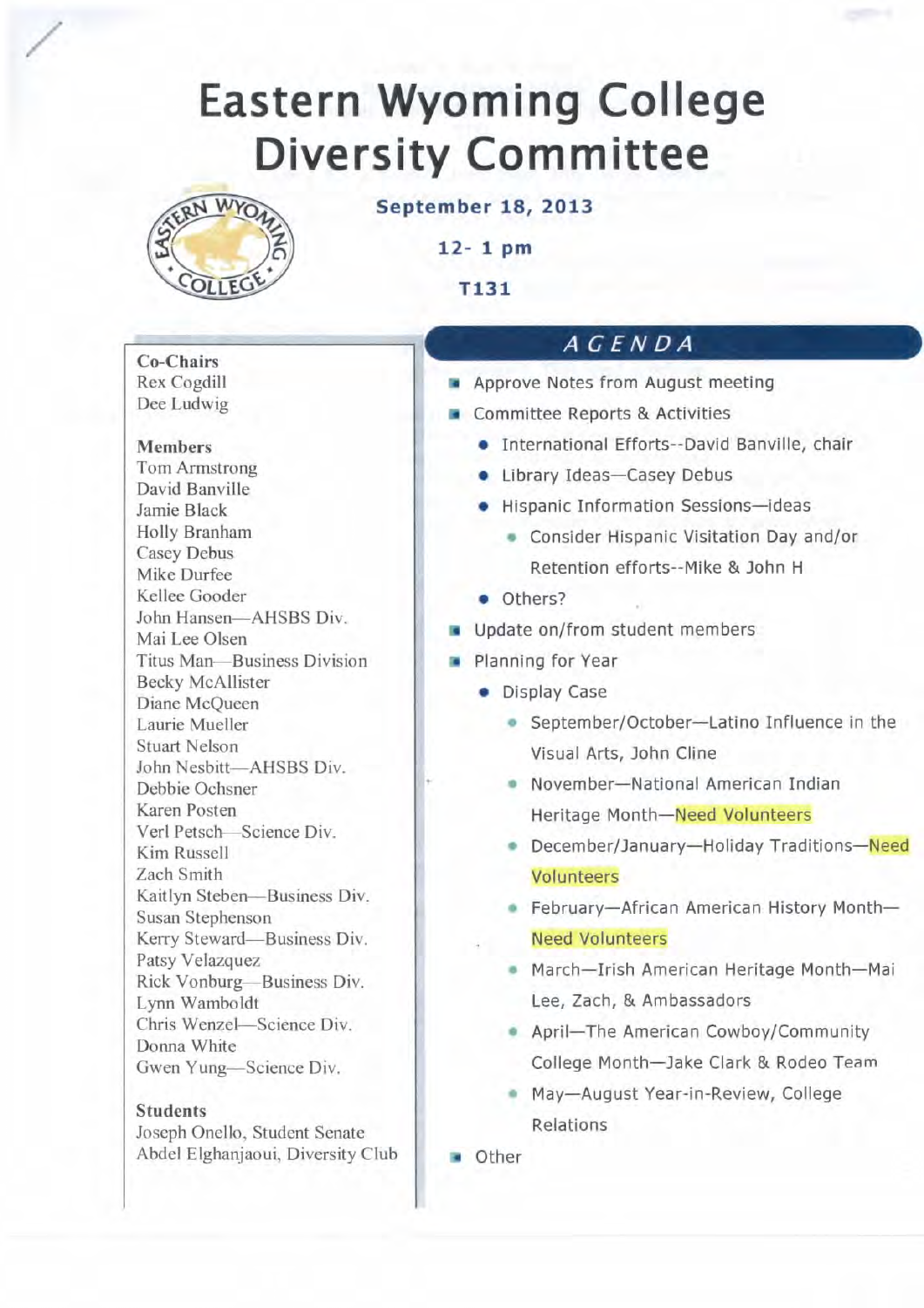# Eastern Wyoming College Diversity Committee

**September 18, 2013**

**12- 1 pm**

**T131**

**Co-Chairs**
Rex Cogdill
Dee Ludwig

**Members**
Tom Armstrong
David Banville
Jamie Black
Holly Branham
Casey Debus
Mike Durfee
Kellee Gooder
John Hansen—AHSBS Div.
Mai Lee Olsen
Titus Man—Business Division
Becky McAllister
Diane McQueen
Laurie Mueller
Stuart Nelson
John Nesbitt—AHSBS Div.
Debbie Ochsner
Karen Posten
Verl Petsch—Science Div.
Kim Russell
Zach Smith
Kaitlyn Steben—Business Div.
Susan Stephenson
Kerry Steward—Business Div.
Patsy Velazquez
Rick Vonburg—Business Div.
Lynn Wamboldt
Chris Wenzel—Science Div.
Donna White
Gwen Yung—Science Div.

**Students**
Joseph Onello, Student Senate
Abdel Elghanjaoui, Diversity Club

## *AGENDA*

- Approve Notes from August meeting
- Committee Reports & Activities
  - International Efforts--David Banville, chair
  - Library Ideas—Casey Debus
  - Hispanic Information Sessions—ideas
    - Consider Hispanic Visitation Day and/or Retention efforts--Mike & John H
  - Others?
- Update on/from student members
- Planning for Year
  - Display Case
    - September/October—Latino Influence in the Visual Arts, John Cline
    - November—National American Indian Heritage Month—Need Volunteers
    - December/January—Holiday Traditions—Need Volunteers
    - February—African American History Month—Need Volunteers
    - March—Irish American Heritage Month—Mai Lee, Zach, & Ambassadors
    - April—The American Cowboy/Community College Month—Jake Clark & Rodeo Team
    - May—August Year-in-Review, College Relations
- Other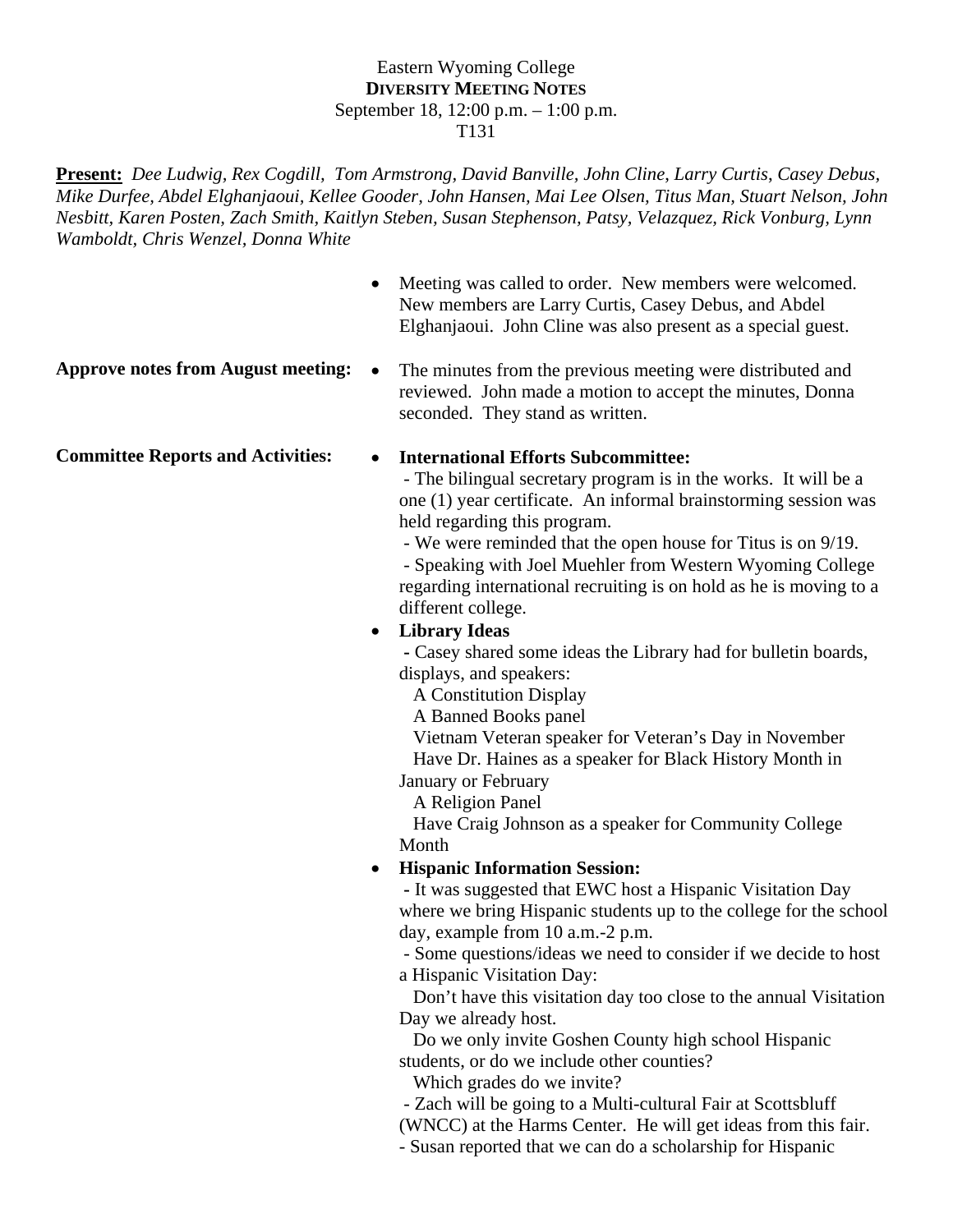Eastern Wyoming College
**DIVERSITY MEETING NOTES**
September 18, 12:00 p.m. – 1:00 p.m.
T131

**Present:** *Dee Ludwig, Rex Cogdill, Tom Armstrong, David Banville, John Cline, Larry Curtis, Casey Debus, Mike Durfee, Abdel Elghanjaoui, Kellee Gooder, John Hansen, Mai Lee Olsen, Titus Man, Stuart Nelson, John Nesbitt, Karen Posten, Zach Smith, Kaitlyn Steben, Susan Stephenson, Patsy, Velazquez, Rick Vonburg, Lynn Wamboldt, Chris Wenzel, Donna White*

- Meeting was called to order. New members were welcomed. New members are Larry Curtis, Casey Debus, and Abdel Elghanjaoui. John Cline was also present as a special guest.

**Approve notes from August meeting:**

- The minutes from the previous meeting were distributed and reviewed. John made a motion to accept the minutes, Donna seconded. They stand as written.

**Committee Reports and Activities:**

- **International Efforts Subcommittee:**
  - The bilingual secretary program is in the works. It will be a one (1) year certificate. An informal brainstorming session was held regarding this program.
  - We were reminded that the open house for Titus is on 9/19.
  - Speaking with Joel Muehler from Western Wyoming College regarding international recruiting is on hold as he is moving to a different college.
- **Library Ideas**
  - Casey shared some ideas the Library had for bulletin boards, displays, and speakers:
    - A Constitution Display
    - A Banned Books panel
    - Vietnam Veteran speaker for Veteran's Day in November
    - Have Dr. Haines as a speaker for Black History Month in January or February
    - A Religion Panel
    - Have Craig Johnson as a speaker for Community College Month
- **Hispanic Information Session:**
  - It was suggested that EWC host a Hispanic Visitation Day where we bring Hispanic students up to the college for the school day, example from 10 a.m.-2 p.m.
  - Some questions/ideas we need to consider if we decide to host a Hispanic Visitation Day:
    - Don't have this visitation day too close to the annual Visitation Day we already host.
    - Do we only invite Goshen County high school Hispanic students, or do we include other counties?
    - Which grades do we invite?
  - Zach will be going to a Multi-cultural Fair at Scottsbluff (WNCC) at the Harms Center. He will get ideas from this fair.
  - Susan reported that we can do a scholarship for Hispanic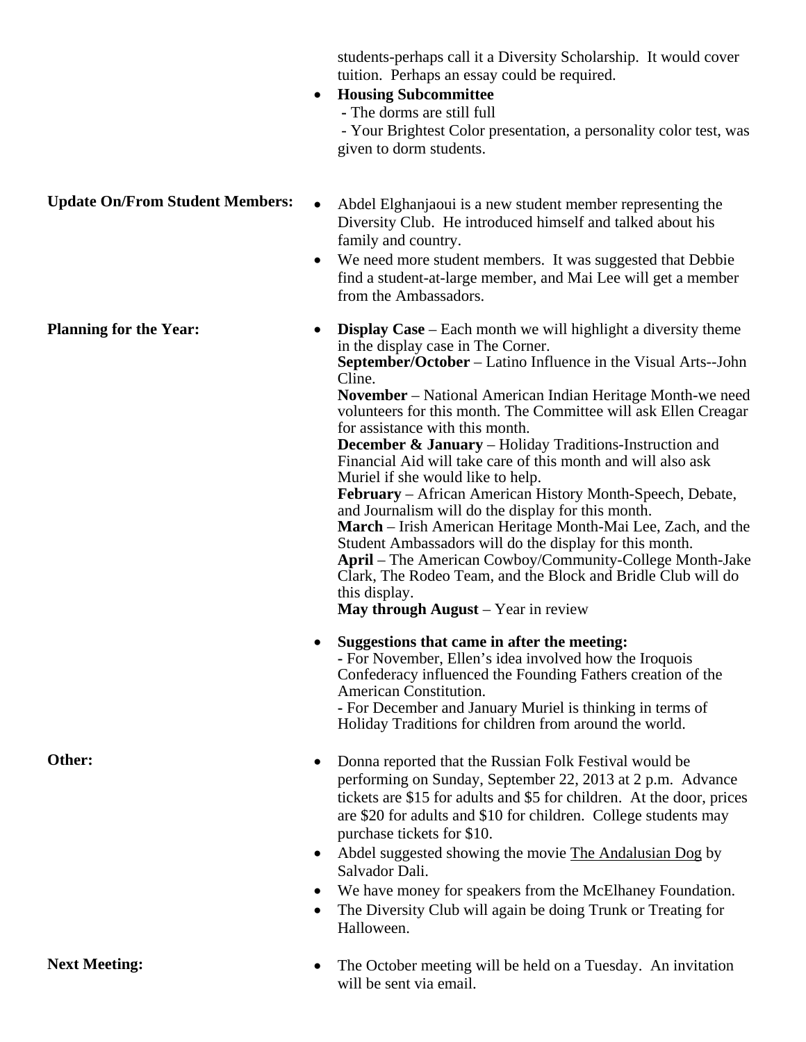students-perhaps call it a Diversity Scholarship. It would cover tuition. Perhaps an essay could be required.

- **Housing Subcommittee**
  - The dorms are still full
  - Your Brightest Color presentation, a personality color test, was given to dorm students.

**Update On/From Student Members:**

- Abdel Elghanjaoui is a new student member representing the Diversity Club. He introduced himself and talked about his family and country.
- We need more student members. It was suggested that Debbie find a student-at-large member, and Mai Lee will get a member from the Ambassadors.

**Planning for the Year:**

- **Display Case** – Each month we will highlight a diversity theme in the display case in The Corner.
  **September/October** – Latino Influence in the Visual Arts--John Cline.
  **November** – National American Indian Heritage Month-we need volunteers for this month. The Committee will ask Ellen Creagar for assistance with this month.
  **December & January** – Holiday Traditions-Instruction and Financial Aid will take care of this month and will also ask Muriel if she would like to help.
  **February** – African American History Month-Speech, Debate, and Journalism will do the display for this month.
  **March** – Irish American Heritage Month-Mai Lee, Zach, and the Student Ambassadors will do the display for this month.
  **April** – The American Cowboy/Community-College Month-Jake Clark, The Rodeo Team, and the Block and Bridle Club will do this display.
  **May through August** – Year in review

- **Suggestions that came in after the meeting:**
  - For November, Ellen's idea involved how the Iroquois Confederacy influenced the Founding Fathers creation of the American Constitution.
  - For December and January Muriel is thinking in terms of Holiday Traditions for children from around the world.

**Other:**

- Donna reported that the Russian Folk Festival would be performing on Sunday, September 22, 2013 at 2 p.m. Advance tickets are $15 for adults and $5 for children. At the door, prices are $20 for adults and $10 for children. College students may purchase tickets for $10.
- Abdel suggested showing the movie The Andalusian Dog by Salvador Dali.
- We have money for speakers from the McElhaney Foundation.
- The Diversity Club will again be doing Trunk or Treating for Halloween.

**Next Meeting:**

- The October meeting will be held on a Tuesday. An invitation will be sent via email.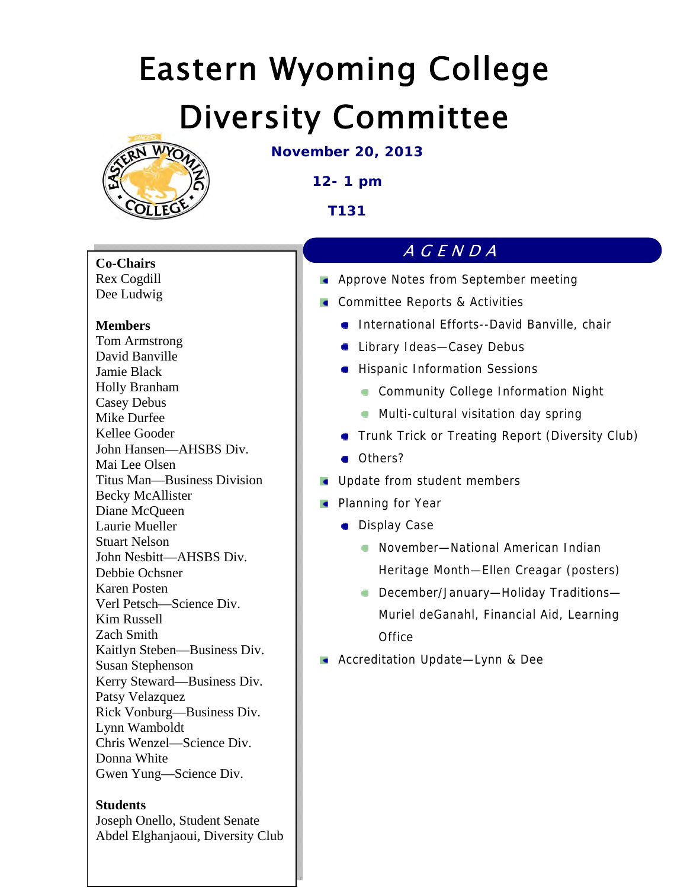# Eastern Wyoming College Diversity Committee

**November 20, 2013**

**12- 1 pm**

**T131**

**Co-Chairs**
Rex Cogdill
Dee Ludwig

**Members**
Tom Armstrong
David Banville
Jamie Black
Holly Branham
Casey Debus
Mike Durfee
Kellee Gooder
John Hansen—AHSBS Div.
Mai Lee Olsen
Titus Man—Business Division
Becky McAllister
Diane McQueen
Laurie Mueller
Stuart Nelson
John Nesbitt—AHSBS Div.
Debbie Ochsner
Karen Posten
Verl Petsch—Science Div.
Kim Russell
Zach Smith
Kaitlyn Steben—Business Div.
Susan Stephenson
Kerry Steward—Business Div.
Patsy Velazquez
Rick Vonburg—Business Div.
Lynn Wamboldt
Chris Wenzel—Science Div.
Donna White
Gwen Yung—Science Div.

**Students**
Joseph Onello, Student Senate
Abdel Elghanjaoui, Diversity Club

## *A G E N D A*

- Approve Notes from September meeting
- Committee Reports & Activities
  - International Efforts--David Banville, chair
  - Library Ideas—Casey Debus
  - Hispanic Information Sessions
    - Community College Information Night
    - Multi-cultural visitation day spring
  - Trunk Trick or Treating Report (Diversity Club)
  - Others?
- Update from student members
- Planning for Year
  - Display Case
    - November—National American Indian Heritage Month—Ellen Creagar (posters)
    - December/January—Holiday Traditions—Muriel deGanahl, Financial Aid, Learning Office
- Accreditation Update—Lynn & Dee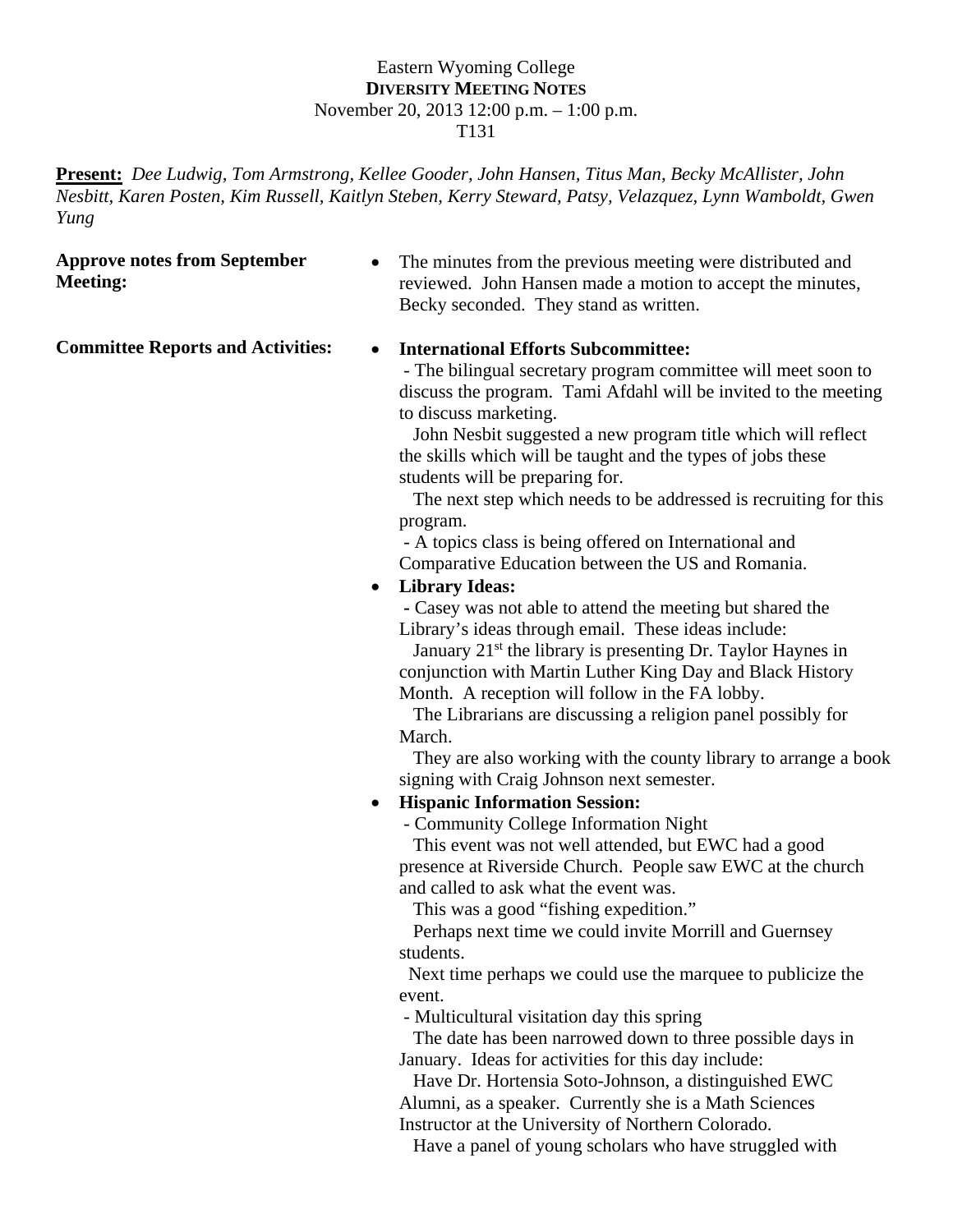Eastern Wyoming College
**DIVERSITY MEETING NOTES**
November 20, 2013 12:00 p.m. – 1:00 p.m.
T131

**Present:** *Dee Ludwig, Tom Armstrong, Kellee Gooder, John Hansen, Titus Man, Becky McAllister, John Nesbitt, Karen Posten, Kim Russell, Kaitlyn Steben, Kerry Steward, Patsy, Velazquez, Lynn Wamboldt, Gwen Yung*

**Approve notes from September Meeting:**

- The minutes from the previous meeting were distributed and reviewed. John Hansen made a motion to accept the minutes, Becky seconded. They stand as written.

**Committee Reports and Activities:**

- **International Efforts Subcommittee:**
  - The bilingual secretary program committee will meet soon to discuss the program. Tami Afdahl will be invited to the meeting to discuss marketing.
    John Nesbit suggested a new program title which will reflect the skills which will be taught and the types of jobs these students will be preparing for.
    The next step which needs to be addressed is recruiting for this program.
  - A topics class is being offered on International and Comparative Education between the US and Romania.
- **Library Ideas:**
  - Casey was not able to attend the meeting but shared the Library's ideas through email. These ideas include:
    January 21st the library is presenting Dr. Taylor Haynes in conjunction with Martin Luther King Day and Black History Month. A reception will follow in the FA lobby.
    The Librarians are discussing a religion panel possibly for March.
    They are also working with the county library to arrange a book signing with Craig Johnson next semester.
- **Hispanic Information Session:**
  - Community College Information Night
    This event was not well attended, but EWC had a good presence at Riverside Church. People saw EWC at the church and called to ask what the event was.
    This was a good "fishing expedition."
    Perhaps next time we could invite Morrill and Guernsey students.
    Next time perhaps we could use the marquee to publicize the event.
  - Multicultural visitation day this spring
    The date has been narrowed down to three possible days in January. Ideas for activities for this day include:
    Have Dr. Hortensia Soto-Johnson, a distinguished EWC Alumni, as a speaker. Currently she is a Math Sciences Instructor at the University of Northern Colorado.
    Have a panel of young scholars who have struggled with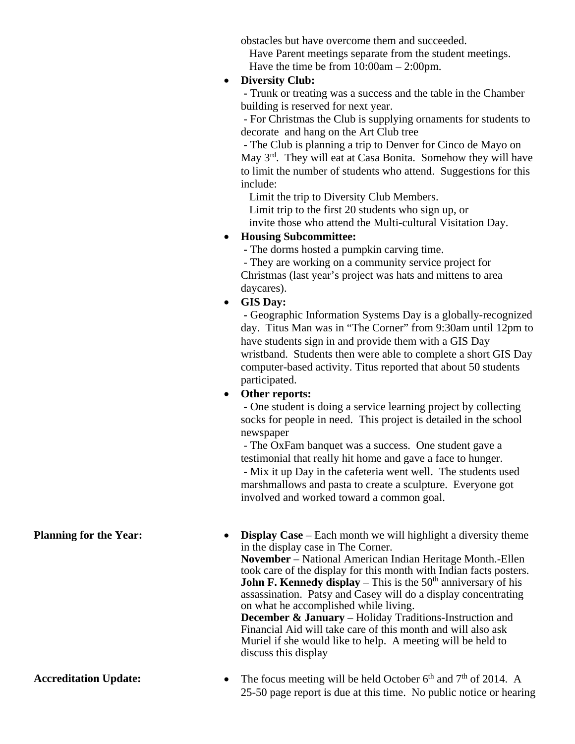obstacles but have overcome them and succeeded.
Have Parent meetings separate from the student meetings.
Have the time be from 10:00am – 2:00pm.

- **Diversity Club:**
  - Trunk or treating was a success and the table in the Chamber building is reserved for next year.
  - For Christmas the Club is supplying ornaments for students to decorate and hang on the Art Club tree
  - The Club is planning a trip to Denver for Cinco de Mayo on May 3rd. They will eat at Casa Bonita. Somehow they will have to limit the number of students who attend. Suggestions for this include:
    Limit the trip to Diversity Club Members.
    Limit trip to the first 20 students who sign up, or
    invite those who attend the Multi-cultural Visitation Day.
- **Housing Subcommittee:**
  - The dorms hosted a pumpkin carving time.
  - They are working on a community service project for Christmas (last year's project was hats and mittens to area daycares).
- **GIS Day:**
  - Geographic Information Systems Day is a globally-recognized day. Titus Man was in "The Corner" from 9:30am until 12pm to have students sign in and provide them with a GIS Day wristband. Students then were able to complete a short GIS Day computer-based activity. Titus reported that about 50 students participated.
- **Other reports:**
  - One student is doing a service learning project by collecting socks for people in need. This project is detailed in the school newspaper
  - The OxFam banquet was a success. One student gave a testimonial that really hit home and gave a face to hunger.
  - Mix it up Day in the cafeteria went well. The students used marshmallows and pasta to create a sculpture. Everyone got involved and worked toward a common goal.

**Planning for the Year:**

- **Display Case** – Each month we will highlight a diversity theme in the display case in The Corner.
  **November** – National American Indian Heritage Month.-Ellen took care of the display for this month with Indian facts posters.
  **John F. Kennedy display** – This is the 50th anniversary of his assassination. Patsy and Casey will do a display concentrating on what he accomplished while living.
  **December & January** – Holiday Traditions-Instruction and Financial Aid will take care of this month and will also ask Muriel if she would like to help. A meeting will be held to discuss this display

**Accreditation Update:**

- The focus meeting will be held October 6th and 7th of 2014. A 25-50 page report is due at this time. No public notice or hearing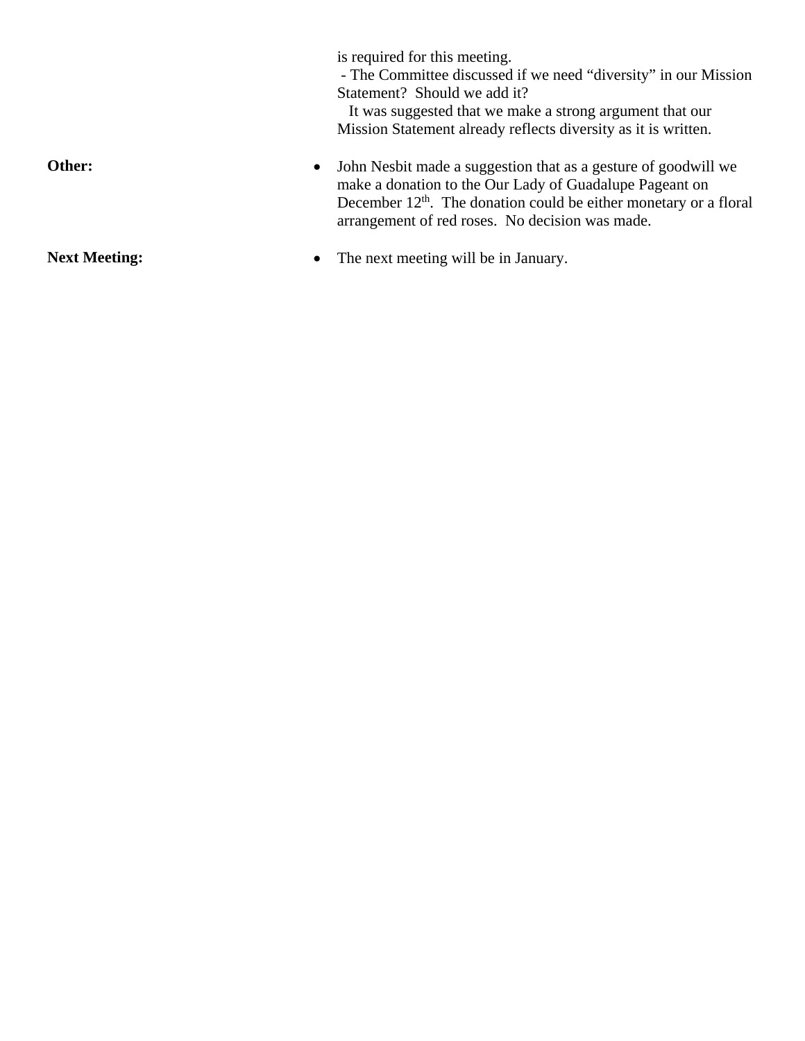is required for this meeting.
- The Committee discussed if we need "diversity" in our Mission Statement? Should we add it?
It was suggested that we make a strong argument that our Mission Statement already reflects diversity as it is written.

**Other:**

- John Nesbit made a suggestion that as a gesture of goodwill we make a donation to the Our Lady of Guadalupe Pageant on December 12th. The donation could be either monetary or a floral arrangement of red roses. No decision was made.

**Next Meeting:**

- The next meeting will be in January.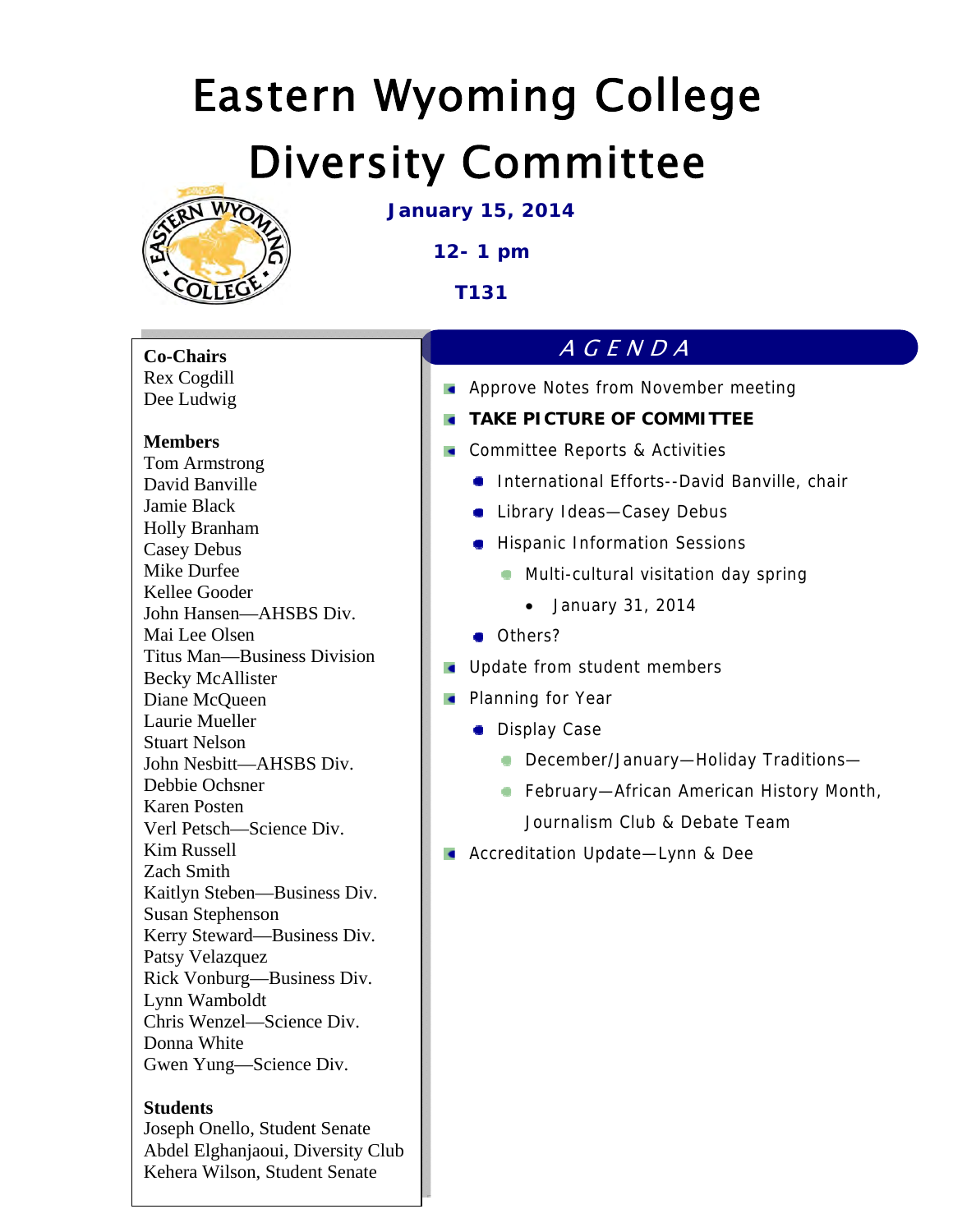# Eastern Wyoming College Diversity Committee

**January 15, 2014**

**12- 1 pm**

**T131**

**Co-Chairs**
Rex Cogdill
Dee Ludwig

**Members**
Tom Armstrong
David Banville
Jamie Black
Holly Branham
Casey Debus
Mike Durfee
Kellee Gooder
John Hansen—AHSBS Div.
Mai Lee Olsen
Titus Man—Business Division
Becky McAllister
Diane McQueen
Laurie Mueller
Stuart Nelson
John Nesbitt—AHSBS Div.
Debbie Ochsner
Karen Posten
Verl Petsch—Science Div.
Kim Russell
Zach Smith
Kaitlyn Steben—Business Div.
Susan Stephenson
Kerry Steward—Business Div.
Patsy Velazquez
Rick Vonburg—Business Div.
Lynn Wamboldt
Chris Wenzel—Science Div.
Donna White
Gwen Yung—Science Div.

**Students**
Joseph Onello, Student Senate
Abdel Elghanjaoui, Diversity Club
Kehera Wilson, Student Senate

## AGENDA

- Approve Notes from November meeting
- **TAKE PICTURE OF COMMITTEE**
- Committee Reports & Activities
  - International Efforts--David Banville, chair
  - Library Ideas—Casey Debus
  - Hispanic Information Sessions
    - Multi-cultural visitation day spring
      - January 31, 2014
  - Others?
- Update from student members
- Planning for Year
  - Display Case
    - December/January—Holiday Traditions—
    - February—African American History Month, Journalism Club & Debate Team
- Accreditation Update—Lynn & Dee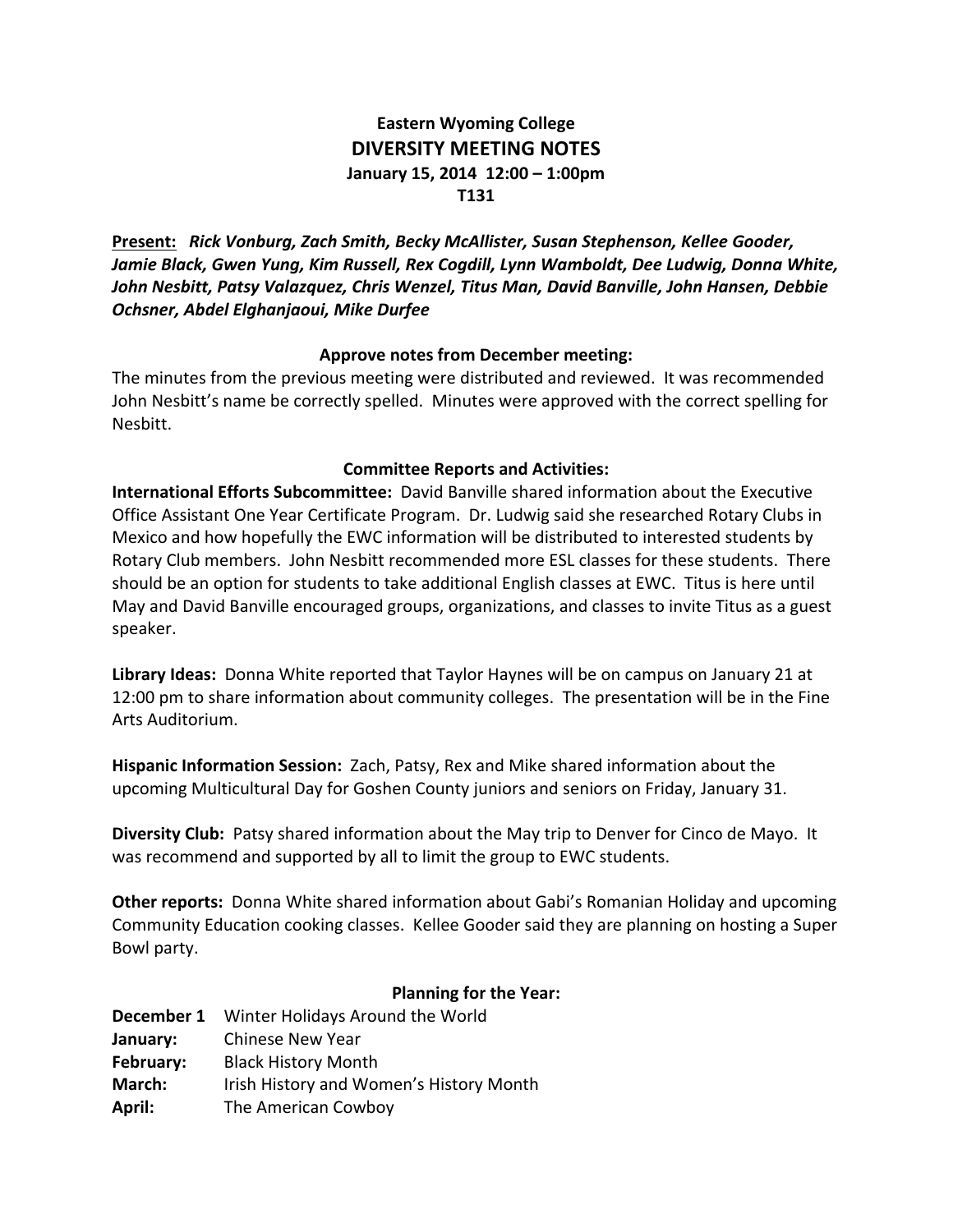**Eastern Wyoming College**
# DIVERSITY MEETING NOTES
**January 15, 2014 12:00 – 1:00pm**
**T131**

**Present:** ***Rick Vonburg, Zach Smith, Becky McAllister, Susan Stephenson, Kellee Gooder, Jamie Black, Gwen Yung, Kim Russell, Rex Cogdill, Lynn Wamboldt, Dee Ludwig, Donna White, John Nesbitt, Patsy Valazquez, Chris Wenzel, Titus Man, David Banville, John Hansen, Debbie Ochsner, Abdel Elghanjaoui, Mike Durfee***

### Approve notes from December meeting:

The minutes from the previous meeting were distributed and reviewed. It was recommended John Nesbitt's name be correctly spelled. Minutes were approved with the correct spelling for Nesbitt.

### Committee Reports and Activities:

**International Efforts Subcommittee:** David Banville shared information about the Executive Office Assistant One Year Certificate Program. Dr. Ludwig said she researched Rotary Clubs in Mexico and how hopefully the EWC information will be distributed to interested students by Rotary Club members. John Nesbitt recommended more ESL classes for these students. There should be an option for students to take additional English classes at EWC. Titus is here until May and David Banville encouraged groups, organizations, and classes to invite Titus as a guest speaker.

**Library Ideas:** Donna White reported that Taylor Haynes will be on campus on January 21 at 12:00 pm to share information about community colleges. The presentation will be in the Fine Arts Auditorium.

**Hispanic Information Session:** Zach, Patsy, Rex and Mike shared information about the upcoming Multicultural Day for Goshen County juniors and seniors on Friday, January 31.

**Diversity Club:** Patsy shared information about the May trip to Denver for Cinco de Mayo. It was recommend and supported by all to limit the group to EWC students.

**Other reports:** Donna White shared information about Gabi's Romanian Holiday and upcoming Community Education cooking classes. Kellee Gooder said they are planning on hosting a Super Bowl party.

### Planning for the Year:

**December 1** Winter Holidays Around the World
**January:** Chinese New Year
**February:** Black History Month
**March:** Irish History and Women's History Month
**April:** The American Cowboy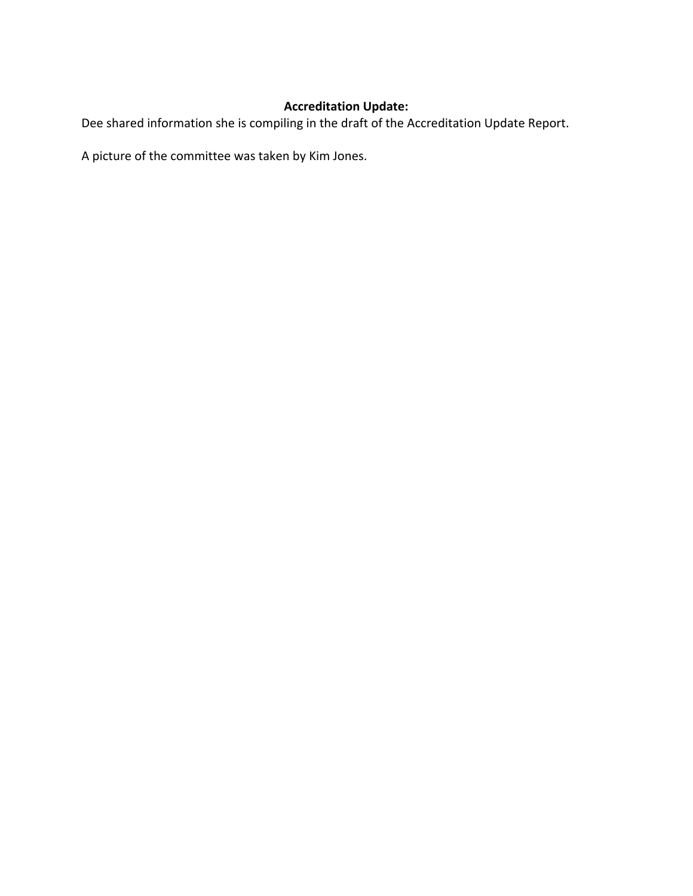**Accreditation Update:**

Dee shared information she is compiling in the draft of the Accreditation Update Report.

A picture of the committee was taken by Kim Jones.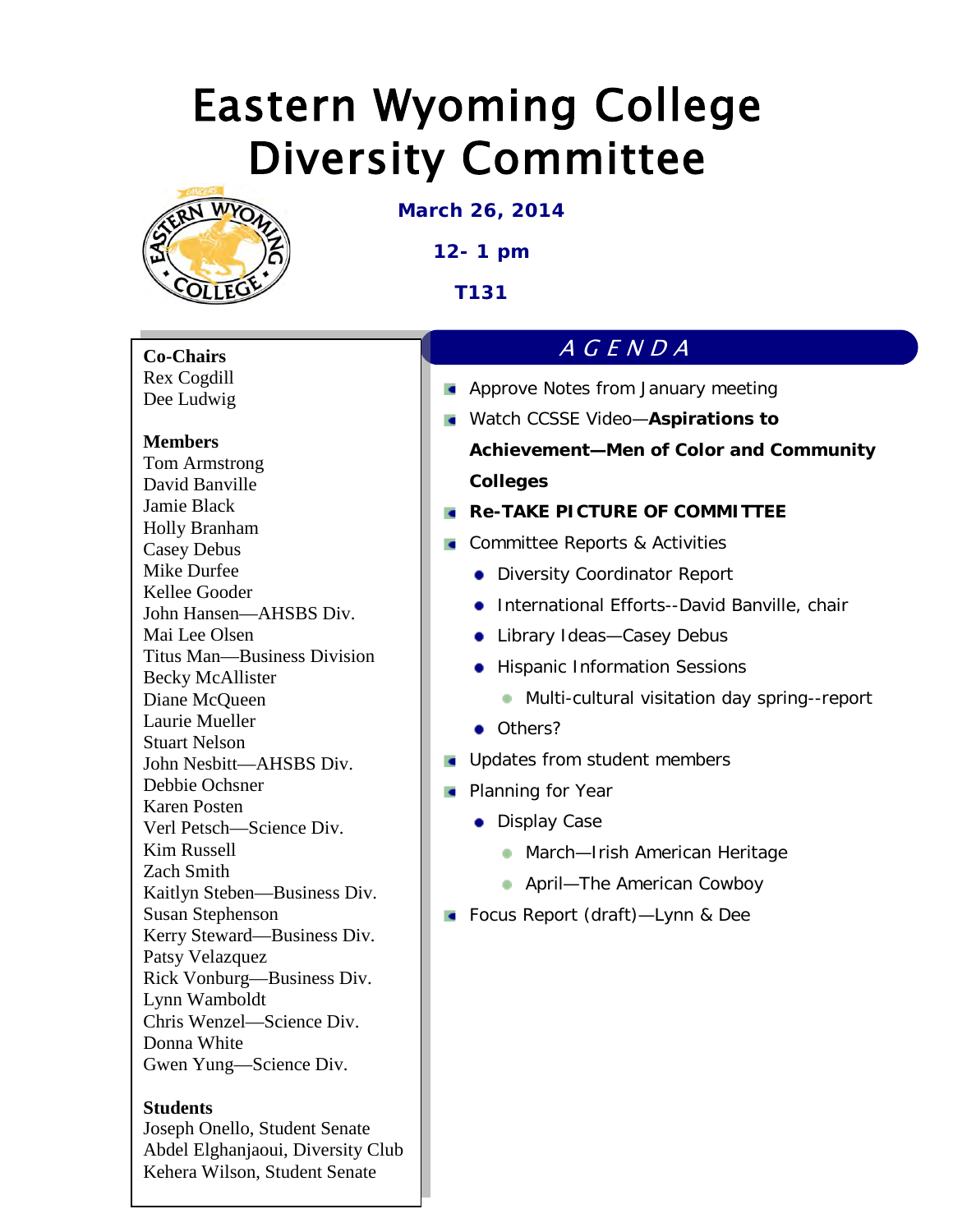# Eastern Wyoming College Diversity Committee

**March 26, 2014**

**12- 1 pm**

**T131**

**Co-Chairs**
Rex Cogdill
Dee Ludwig

**Members**
Tom Armstrong
David Banville
Jamie Black
Holly Branham
Casey Debus
Mike Durfee
Kellee Gooder
John Hansen—AHSBS Div.
Mai Lee Olsen
Titus Man—Business Division
Becky McAllister
Diane McQueen
Laurie Mueller
Stuart Nelson
John Nesbitt—AHSBS Div.
Debbie Ochsner
Karen Posten
Verl Petsch—Science Div.
Kim Russell
Zach Smith
Kaitlyn Steben—Business Div.
Susan Stephenson
Kerry Steward—Business Div.
Patsy Velazquez
Rick Vonburg—Business Div.
Lynn Wamboldt
Chris Wenzel—Science Div.
Donna White
Gwen Yung—Science Div.

**Students**
Joseph Onello, Student Senate
Abdel Elghanjaoui, Diversity Club
Kehera Wilson, Student Senate

## AGENDA

- Approve Notes from January meeting
- Watch CCSSE Video—**Aspirations to Achievement—Men of Color and Community Colleges**
- **Re-TAKE PICTURE OF COMMITTEE**
- Committee Reports & Activities
  - Diversity Coordinator Report
  - International Efforts--David Banville, chair
  - Library Ideas—Casey Debus
  - Hispanic Information Sessions
    - Multi-cultural visitation day spring--report
  - Others?
- Updates from student members
- Planning for Year
  - Display Case
    - March—Irish American Heritage
    - April—The American Cowboy
- Focus Report (draft)—Lynn & Dee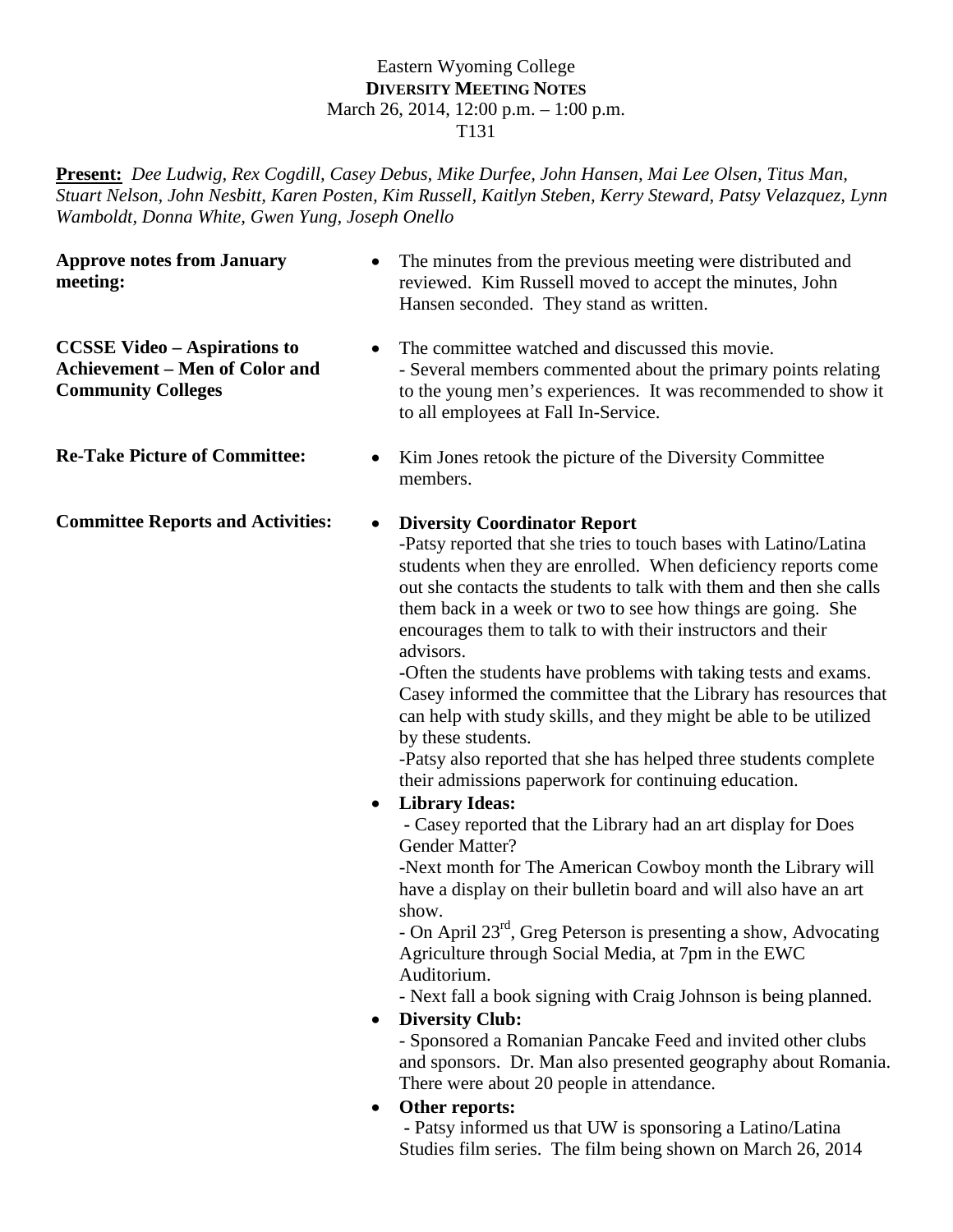Eastern Wyoming College
**DIVERSITY MEETING NOTES**
March 26, 2014, 12:00 p.m. – 1:00 p.m.
T131

**Present:** *Dee Ludwig, Rex Cogdill, Casey Debus, Mike Durfee, John Hansen, Mai Lee Olsen, Titus Man, Stuart Nelson, John Nesbitt, Karen Posten, Kim Russell, Kaitlyn Steben, Kerry Steward, Patsy Velazquez, Lynn Wamboldt, Donna White, Gwen Yung, Joseph Onello*

**Approve notes from January meeting:**

- The minutes from the previous meeting were distributed and reviewed. Kim Russell moved to accept the minutes, John Hansen seconded. They stand as written.

**CCSSE Video – Aspirations to Achievement – Men of Color and Community Colleges**

- The committee watched and discussed this movie.
  - Several members commented about the primary points relating to the young men's experiences. It was recommended to show it to all employees at Fall In-Service.

**Re-Take Picture of Committee:**

- Kim Jones retook the picture of the Diversity Committee members.

**Committee Reports and Activities:**

- **Diversity Coordinator Report**
  -Patsy reported that she tries to touch bases with Latino/Latina students when they are enrolled. When deficiency reports come out she contacts the students to talk with them and then she calls them back in a week or two to see how things are going. She encourages them to talk to with their instructors and their advisors.
  -Often the students have problems with taking tests and exams. Casey informed the committee that the Library has resources that can help with study skills, and they might be able to be utilized by these students.
  -Patsy also reported that she has helped three students complete their admissions paperwork for continuing education.
- **Library Ideas:**
  - Casey reported that the Library had an art display for Does Gender Matter?
  -Next month for The American Cowboy month the Library will have a display on their bulletin board and will also have an art show.
  - On April 23rd, Greg Peterson is presenting a show, Advocating Agriculture through Social Media, at 7pm in the EWC Auditorium.
  - Next fall a book signing with Craig Johnson is being planned.
- **Diversity Club:**
  - Sponsored a Romanian Pancake Feed and invited other clubs and sponsors. Dr. Man also presented geography about Romania. There were about 20 people in attendance.
- **Other reports:**
  - Patsy informed us that UW is sponsoring a Latino/Latina Studies film series. The film being shown on March 26, 2014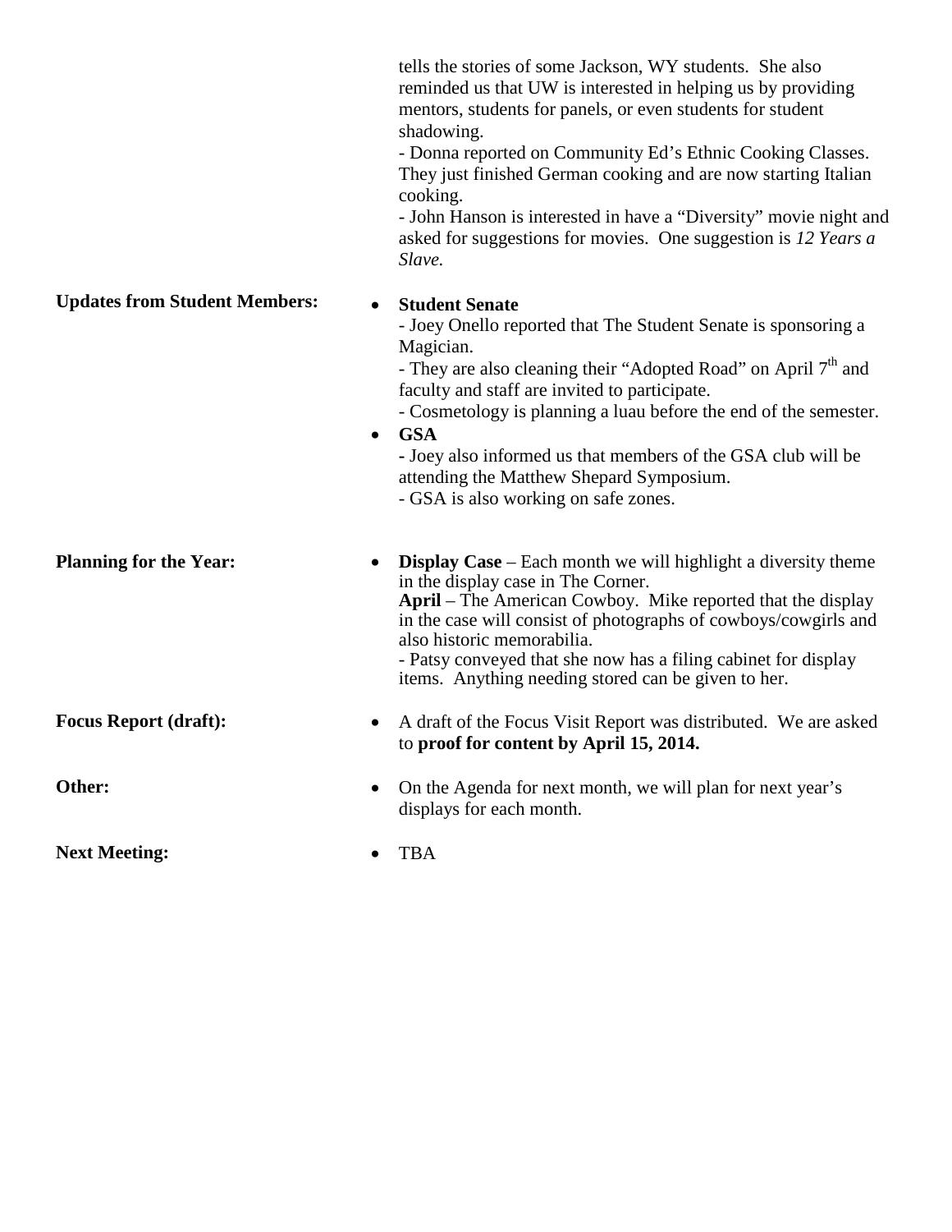tells the stories of some Jackson, WY students. She also reminded us that UW is interested in helping us by providing mentors, students for panels, or even students for student shadowing.
- Donna reported on Community Ed's Ethnic Cooking Classes. They just finished German cooking and are now starting Italian cooking.
- John Hanson is interested in have a "Diversity" movie night and asked for suggestions for movies. One suggestion is *12 Years a Slave.*

**Updates from Student Members:**

- **Student Senate**
  - Joey Onello reported that The Student Senate is sponsoring a Magician.
  - They are also cleaning their "Adopted Road" on April 7th and faculty and staff are invited to participate.
  - Cosmetology is planning a luau before the end of the semester.
- **GSA**
  - Joey also informed us that members of the GSA club will be attending the Matthew Shepard Symposium.
  - GSA is also working on safe zones.

**Planning for the Year:**

- **Display Case** – Each month we will highlight a diversity theme in the display case in The Corner.
  **April** – The American Cowboy. Mike reported that the display in the case will consist of photographs of cowboys/cowgirls and also historic memorabilia.
  - Patsy conveyed that she now has a filing cabinet for display items. Anything needing stored can be given to her.

**Focus Report (draft):**

- A draft of the Focus Visit Report was distributed. We are asked to **proof for content by April 15, 2014.**

**Other:**

- On the Agenda for next month, we will plan for next year's displays for each month.

**Next Meeting:**

- TBA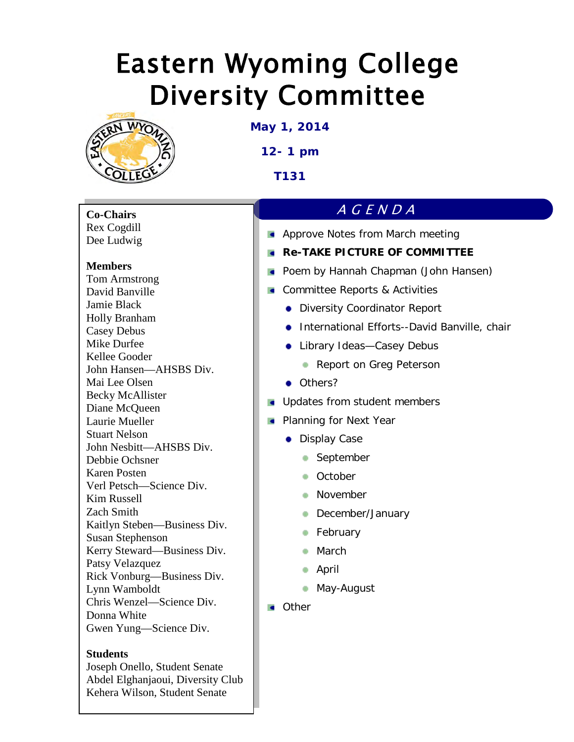# Eastern Wyoming College Diversity Committee

**May 1, 2014**

**12- 1 pm**

**T131**

**Co-Chairs**
Rex Cogdill
Dee Ludwig

**Members**
Tom Armstrong
David Banville
Jamie Black
Holly Branham
Casey Debus
Mike Durfee
Kellee Gooder
John Hansen—AHSBS Div.
Mai Lee Olsen
Becky McAllister
Diane McQueen
Laurie Mueller
Stuart Nelson
John Nesbitt—AHSBS Div.
Debbie Ochsner
Karen Posten
Verl Petsch—Science Div.
Kim Russell
Zach Smith
Kaitlyn Steben—Business Div.
Susan Stephenson
Kerry Steward—Business Div.
Patsy Velazquez
Rick Vonburg—Business Div.
Lynn Wamboldt
Chris Wenzel—Science Div.
Donna White
Gwen Yung—Science Div.

**Students**
Joseph Onello, Student Senate
Abdel Elghanjaoui, Diversity Club
Kehera Wilson, Student Senate

## *AGENDA*

- Approve Notes from March meeting
- **Re-TAKE PICTURE OF COMMITTEE**
- Poem by Hannah Chapman (John Hansen)
- Committee Reports & Activities
  - Diversity Coordinator Report
  - International Efforts--David Banville, chair
  - Library Ideas—Casey Debus
    - Report on Greg Peterson
  - Others?
- Updates from student members
- Planning for Next Year
  - Display Case
    - September
    - October
    - November
    - December/January
    - February
    - March
    - April
    - May-August
- Other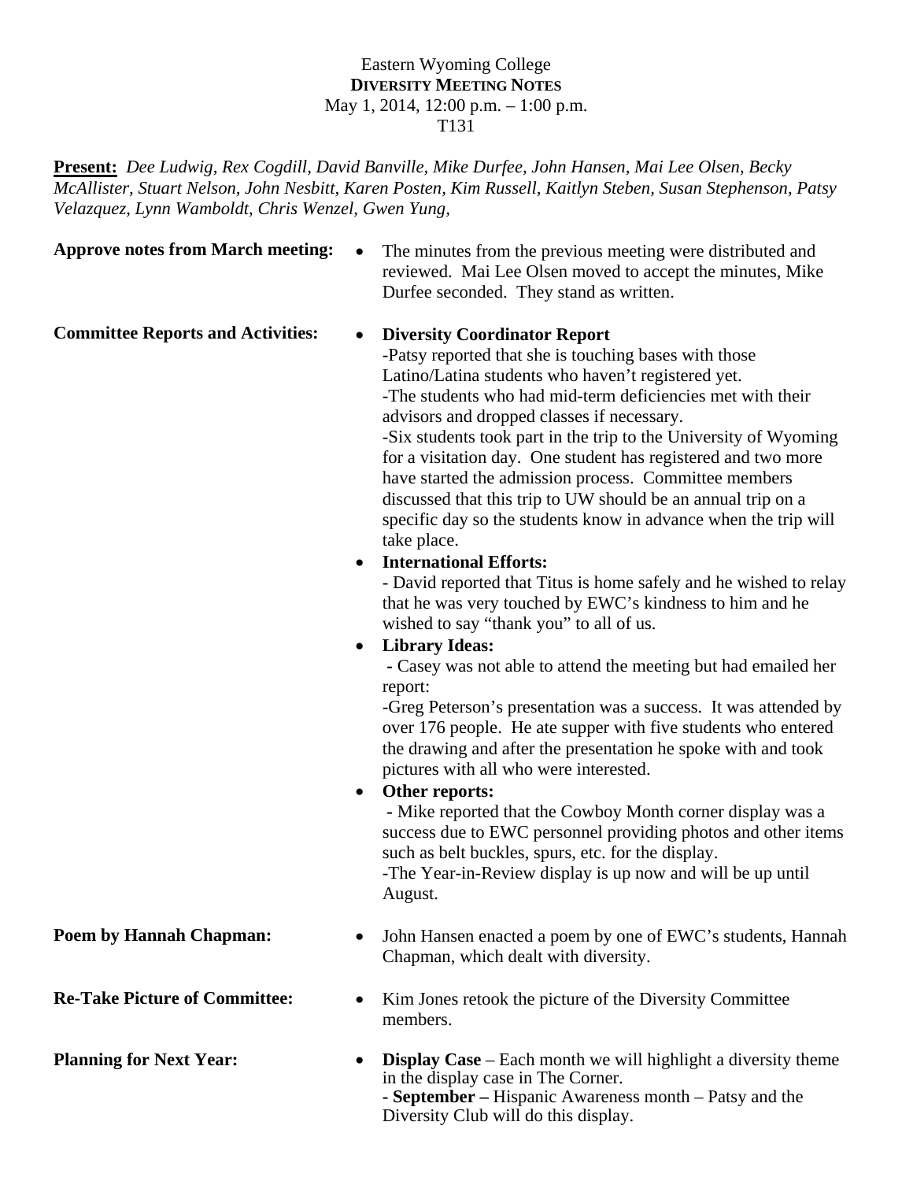Eastern Wyoming College
**DIVERSITY MEETING NOTES**
May 1, 2014, 12:00 p.m. – 1:00 p.m.
T131

**Present:** *Dee Ludwig, Rex Cogdill, David Banville, Mike Durfee, John Hansen, Mai Lee Olsen, Becky McAllister, Stuart Nelson, John Nesbitt, Karen Posten, Kim Russell, Kaitlyn Steben, Susan Stephenson, Patsy Velazquez, Lynn Wamboldt, Chris Wenzel, Gwen Yung,*

**Approve notes from March meeting:**

- The minutes from the previous meeting were distributed and reviewed. Mai Lee Olsen moved to accept the minutes, Mike Durfee seconded. They stand as written.

**Committee Reports and Activities:**

- **Diversity Coordinator Report**
  -Patsy reported that she is touching bases with those Latino/Latina students who haven't registered yet.
  -The students who had mid-term deficiencies met with their advisors and dropped classes if necessary.
  -Six students took part in the trip to the University of Wyoming for a visitation day. One student has registered and two more have started the admission process. Committee members discussed that this trip to UW should be an annual trip on a specific day so the students know in advance when the trip will take place.
- **International Efforts:**
  - David reported that Titus is home safely and he wished to relay that he was very touched by EWC's kindness to him and he wished to say "thank you" to all of us.
- **Library Ideas:**
  - Casey was not able to attend the meeting but had emailed her report:
  -Greg Peterson's presentation was a success. It was attended by over 176 people. He ate supper with five students who entered the drawing and after the presentation he spoke with and took pictures with all who were interested.
- **Other reports:**
  - Mike reported that the Cowboy Month corner display was a success due to EWC personnel providing photos and other items such as belt buckles, spurs, etc. for the display.
  -The Year-in-Review display is up now and will be up until August.

**Poem by Hannah Chapman:**

- John Hansen enacted a poem by one of EWC's students, Hannah Chapman, which dealt with diversity.

**Re-Take Picture of Committee:**

- Kim Jones retook the picture of the Diversity Committee members.

**Planning for Next Year:**

- **Display Case** – Each month we will highlight a diversity theme in the display case in The Corner.
  **- September –** Hispanic Awareness month – Patsy and the Diversity Club will do this display.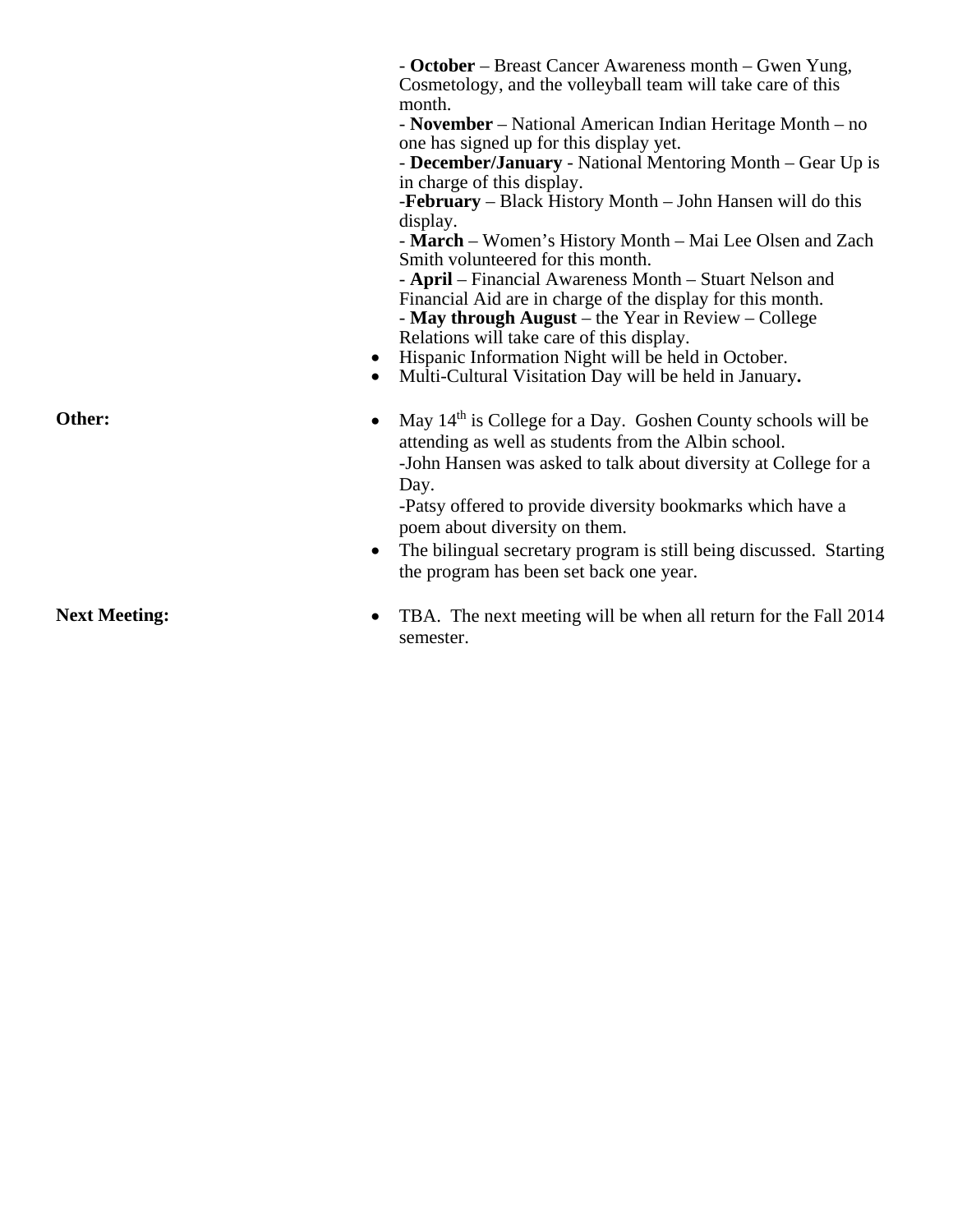- **October** – Breast Cancer Awareness month – Gwen Yung, Cosmetology, and the volleyball team will take care of this month.
- **November** – National American Indian Heritage Month – no one has signed up for this display yet.
- **December/January** - National Mentoring Month – Gear Up is in charge of this display.
-**February** – Black History Month – John Hansen will do this display.
- **March** – Women's History Month – Mai Lee Olsen and Zach Smith volunteered for this month.
- **April** – Financial Awareness Month – Stuart Nelson and Financial Aid are in charge of the display for this month.
- **May through August** – the Year in Review – College Relations will take care of this display.

- Hispanic Information Night will be held in October.
- Multi-Cultural Visitation Day will be held in January**.**

**Other:**

- May 14th is College for a Day. Goshen County schools will be attending as well as students from the Albin school.
  -John Hansen was asked to talk about diversity at College for a Day.
  -Patsy offered to provide diversity bookmarks which have a poem about diversity on them.
- The bilingual secretary program is still being discussed. Starting the program has been set back one year.

**Next Meeting:**

- TBA. The next meeting will be when all return for the Fall 2014 semester.